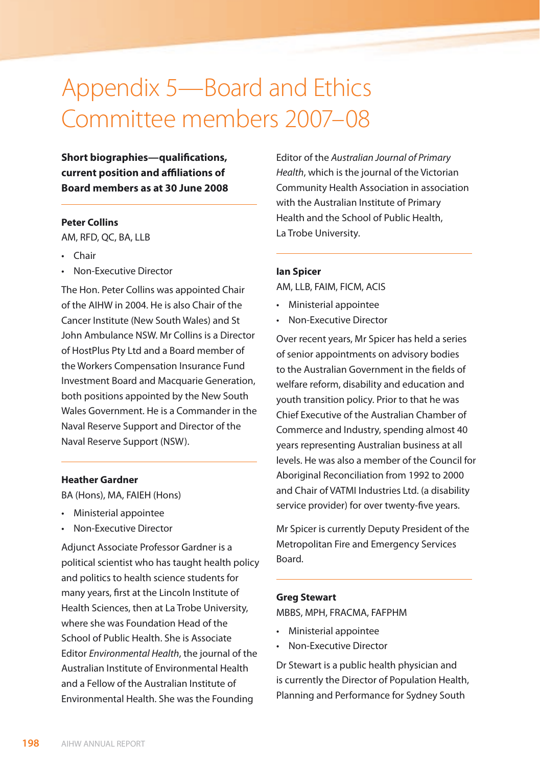# Appendix 5—Board and Ethics Committee members 2007–08

**Short biographies—qualifications, current position and affiliations of Board members as at 30 June 2008**

---

### Peter Collins

AM, RFD, QC, BA, LLB

- Chair
- Non-Executive Director

The Hon. Peter Collins was appointed Chair of the AIHW in 2004. He is also Chair of the Cancer Institute (New South Wales) and St John Ambulance NSW. Mr Collins is a Director of HostPlus Pty Ltd and a Board member of the Workers Compensation Insurance Fund Investment Board and Macquarie Generation, both positions appointed by the New South Wales Government. He is a Commander in the Naval Reserve Support and Director of the Naval Reserve Support (NSW).

---

### Heather Gardner

BA (Hons), MA, FAIEH (Hons)

- Ministerial appointee
- Non-Executive Director

Adjunct Associate Professor Gardner is a political scientist who has taught health policy and politics to health science students for many years, first at the Lincoln Institute of Health Sciences, then at La Trobe University, where she was Foundation Head of the School of Public Health. She is Associate Editor *Environmental Health*, the journal of the Australian Institute of Environmental Health and a Fellow of the Australian Institute of Environmental Health. She was the Founding Editor of the *Australian Journal of Primary Health*, which is the journal of the Victorian Community Health Association in association with the Australian Institute of Primary Health and the School of Public Health, La Trobe University.

---

### Ian Spicer

AM, LLB, FAIM, FICM, ACIS

- Ministerial appointee
- Non-Executive Director

Over recent years, Mr Spicer has held a series of senior appointments on advisory bodies to the Australian Government in the fields of welfare reform, disability and education and youth transition policy. Prior to that he was Chief Executive of the Australian Chamber of Commerce and Industry, spending almost 40 years representing Australian business at all levels. He was also a member of the Council for Aboriginal Reconciliation from 1992 to 2000 and Chair of VATMI Industries Ltd. (a disability service provider) for over twenty-five years.

Mr Spicer is currently Deputy President of the Metropolitan Fire and Emergency Services Board.

---

### Greg Stewart

MBBS, MPH, FRACMA, FAFPHM

- Ministerial appointee
- Non-Executive Director

Dr Stewart is a public health physician and is currently the Director of Population Health, Planning and Performance for Sydney South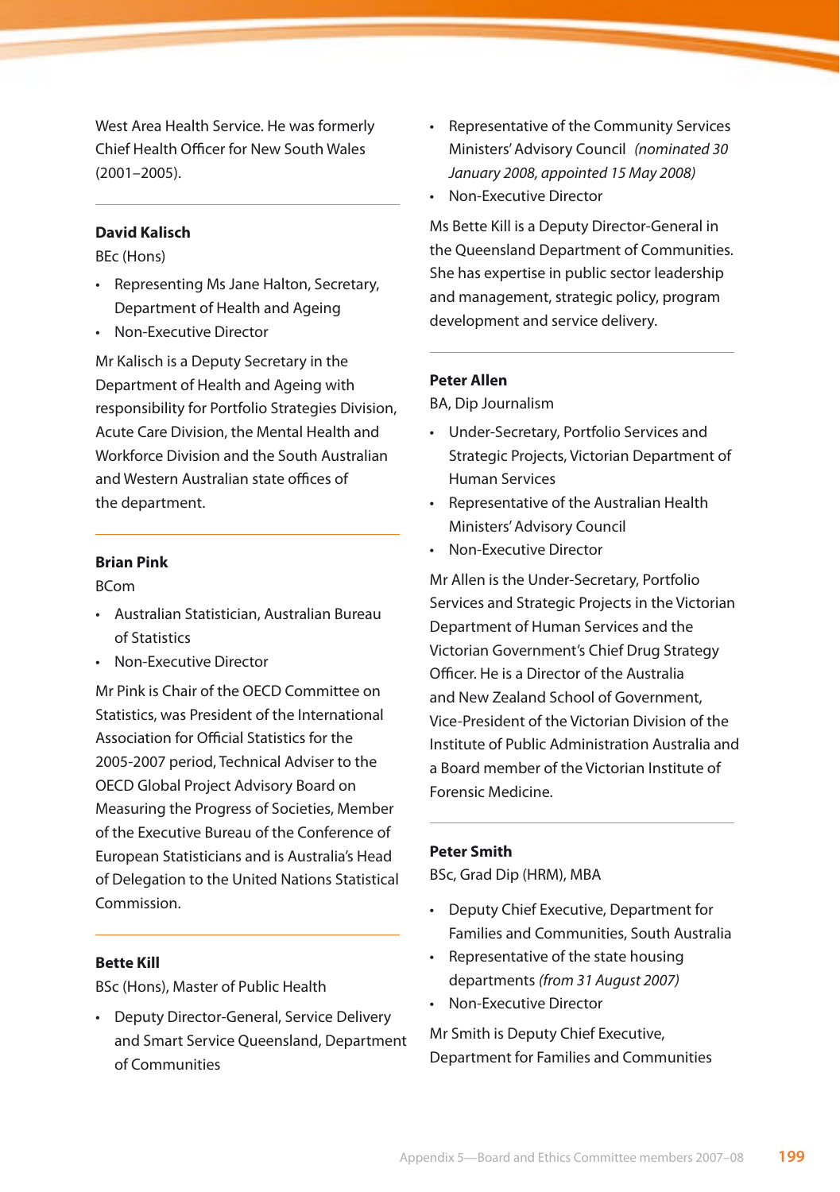West Area Health Service. He was formerly Chief Health Officer for New South Wales (2001–2005).

---

**David Kalisch**

BEc (Hons)

- Representing Ms Jane Halton, Secretary, Department of Health and Ageing
- Non-Executive Director

Mr Kalisch is a Deputy Secretary in the Department of Health and Ageing with responsibility for Portfolio Strategies Division, Acute Care Division, the Mental Health and Workforce Division and the South Australian and Western Australian state offices of the department.

---

**Brian Pink**

BCom

- Australian Statistician, Australian Bureau of Statistics
- Non-Executive Director

Mr Pink is Chair of the OECD Committee on Statistics, was President of the International Association for Official Statistics for the 2005-2007 period, Technical Adviser to the OECD Global Project Advisory Board on Measuring the Progress of Societies, Member of the Executive Bureau of the Conference of European Statisticians and is Australia's Head of Delegation to the United Nations Statistical Commission.

---

**Bette Kill**

BSc (Hons), Master of Public Health

- Deputy Director-General, Service Delivery and Smart Service Queensland, Department of Communities
- Representative of the Community Services Ministers' Advisory Council *(nominated 30 January 2008, appointed 15 May 2008)*
- Non-Executive Director

Ms Bette Kill is a Deputy Director-General in the Queensland Department of Communities. She has expertise in public sector leadership and management, strategic policy, program development and service delivery.

---

**Peter Allen**

BA, Dip Journalism

- Under-Secretary, Portfolio Services and Strategic Projects, Victorian Department of Human Services
- Representative of the Australian Health Ministers' Advisory Council
- Non-Executive Director

Mr Allen is the Under-Secretary, Portfolio Services and Strategic Projects in the Victorian Department of Human Services and the Victorian Government's Chief Drug Strategy Officer. He is a Director of the Australia and New Zealand School of Government, Vice-President of the Victorian Division of the Institute of Public Administration Australia and a Board member of the Victorian Institute of Forensic Medicine.

---

**Peter Smith**

BSc, Grad Dip (HRM), MBA

- Deputy Chief Executive, Department for Families and Communities, South Australia
- Representative of the state housing departments *(from 31 August 2007)*
- Non-Executive Director

Mr Smith is Deputy Chief Executive, Department for Families and Communities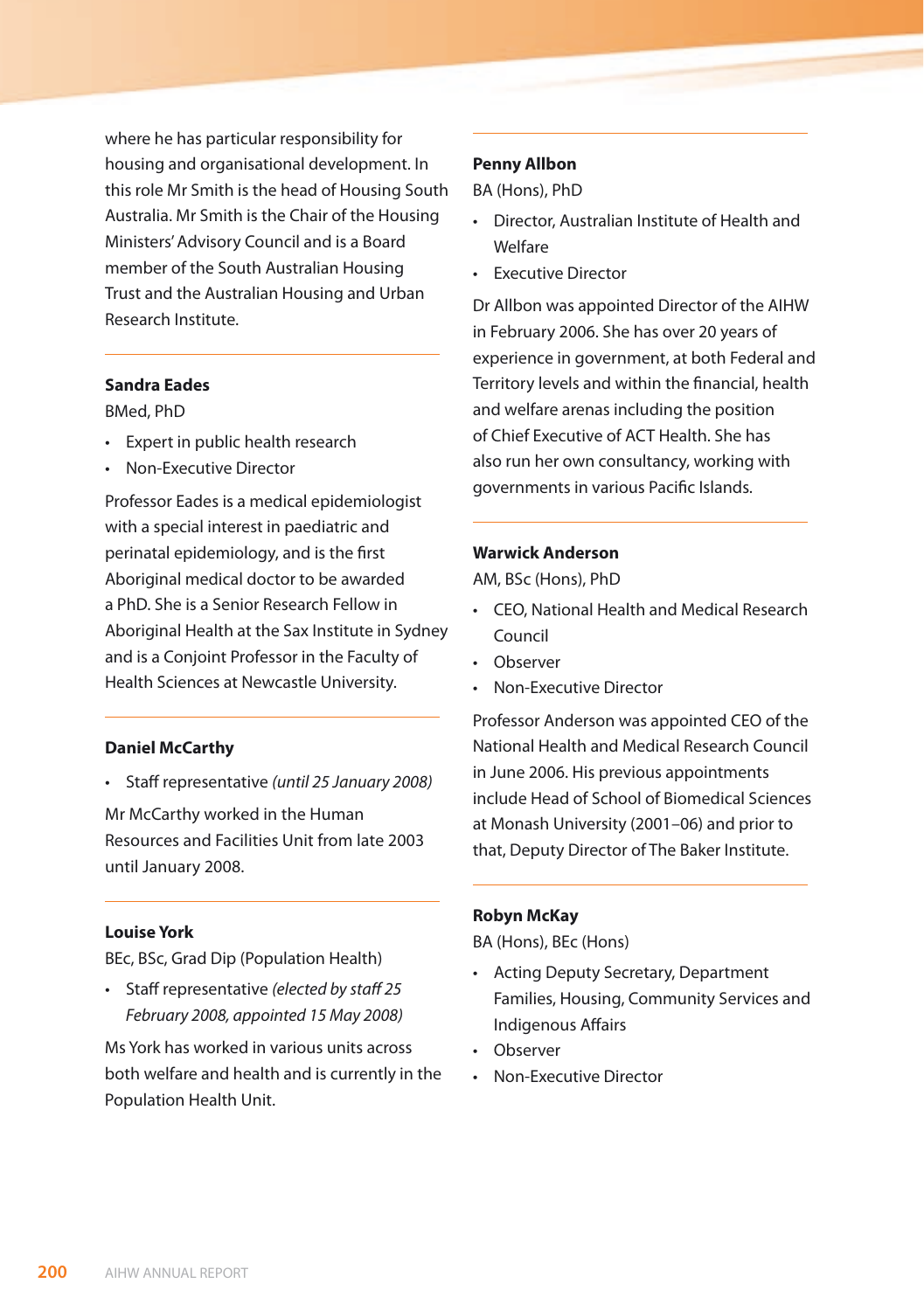where he has particular responsibility for housing and organisational development. In this role Mr Smith is the head of Housing South Australia. Mr Smith is the Chair of the Housing Ministers' Advisory Council and is a Board member of the South Australian Housing Trust and the Australian Housing and Urban Research Institute.

---

**Sandra Eades**

BMed, PhD

- Expert in public health research
- Non-Executive Director

Professor Eades is a medical epidemiologist with a special interest in paediatric and perinatal epidemiology, and is the first Aboriginal medical doctor to be awarded a PhD. She is a Senior Research Fellow in Aboriginal Health at the Sax Institute in Sydney and is a Conjoint Professor in the Faculty of Health Sciences at Newcastle University.

---

**Daniel McCarthy**

- Staff representative *(until 25 January 2008)*

Mr McCarthy worked in the Human Resources and Facilities Unit from late 2003 until January 2008.

---

**Louise York**

BEc, BSc, Grad Dip (Population Health)

- Staff representative *(elected by staff 25 February 2008, appointed 15 May 2008)*

Ms York has worked in various units across both welfare and health and is currently in the Population Health Unit.

---

**Penny Allbon**

BA (Hons), PhD

- Director, Australian Institute of Health and Welfare
- Executive Director

Dr Allbon was appointed Director of the AIHW in February 2006. She has over 20 years of experience in government, at both Federal and Territory levels and within the financial, health and welfare arenas including the position of Chief Executive of ACT Health. She has also run her own consultancy, working with governments in various Pacific Islands.

---

**Warwick Anderson**

AM, BSc (Hons), PhD

- CEO, National Health and Medical Research Council
- Observer
- Non-Executive Director

Professor Anderson was appointed CEO of the National Health and Medical Research Council in June 2006. His previous appointments include Head of School of Biomedical Sciences at Monash University (2001–06) and prior to that, Deputy Director of The Baker Institute.

---

**Robyn McKay**

BA (Hons), BEc (Hons)

- Acting Deputy Secretary, Department Families, Housing, Community Services and Indigenous Affairs
- Observer
- Non-Executive Director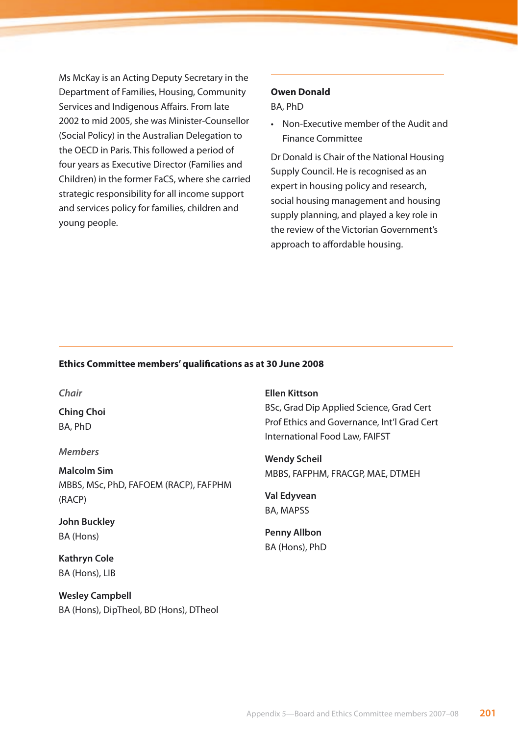Ms McKay is an Acting Deputy Secretary in the Department of Families, Housing, Community Services and Indigenous Affairs. From late 2002 to mid 2005, she was Minister-Counsellor (Social Policy) in the Australian Delegation to the OECD in Paris. This followed a period of four years as Executive Director (Families and Children) in the former FaCS, where she carried strategic responsibility for all income support and services policy for families, children and young people.

**Owen Donald**
BA, PhD

- Non-Executive member of the Audit and Finance Committee

Dr Donald is Chair of the National Housing Supply Council. He is recognised as an expert in housing policy and research, social housing management and housing supply planning, and played a key role in the review of the Victorian Government's approach to affordable housing.

**Ethics Committee members' qualifications as at 30 June 2008**

*Chair*

**Ching Choi**
BA, PhD

*Members*

**Malcolm Sim**
MBBS, MSc, PhD, FAFOEM (RACP), FAFPHM (RACP)

**John Buckley**
BA (Hons)

**Kathryn Cole**
BA (Hons), LlB

**Wesley Campbell**
BA (Hons), DipTheol, BD (Hons), DTheol

**Ellen Kittson**
BSc, Grad Dip Applied Science, Grad Cert Prof Ethics and Governance, Int'l Grad Cert International Food Law, FAIFST

**Wendy Scheil**
MBBS, FAFPHM, FRACGP, MAE, DTMEH

**Val Edyvean**
BA, MAPSS

**Penny Allbon**
BA (Hons), PhD